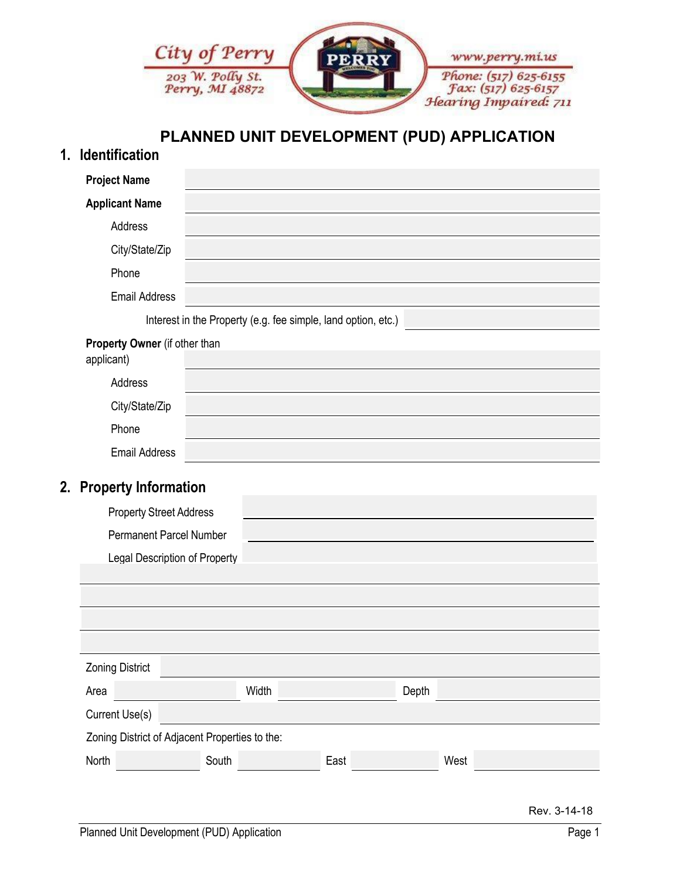City of Perry
203 W. Polly St.
Perry, MI 48872

www.perry.mi.us
Phone: (517) 625-6155
Fax: (517) 625-6157
Hearing Impaired: 711

# PLANNED UNIT DEVELOPMENT (PUD) APPLICATION

## 1. Identification

**Project Name** ______________________________

**Applicant Name** ______________________________

Address ______________________________

City/State/Zip ______________________________

Phone ______________________________

Email Address ______________________________

Interest in the Property (e.g. fee simple, land option, etc.) ______________________________

**Property Owner** (if other than applicant) ______________________________

Address ______________________________

City/State/Zip ______________________________

Phone ______________________________

Email Address ______________________________

## 2. Property Information

Property Street Address ______________________________

Permanent Parcel Number ______________________________

Legal Description of Property ______________________________

______________________________

______________________________

______________________________

______________________________

Zoning District ______________________________

Area ______________ Width ______________ Depth ______________

Current Use(s) ______________________________

Zoning District of Adjacent Properties to the:

North ______________ South ______________ East ______________ West ______________

Rev. 3-14-18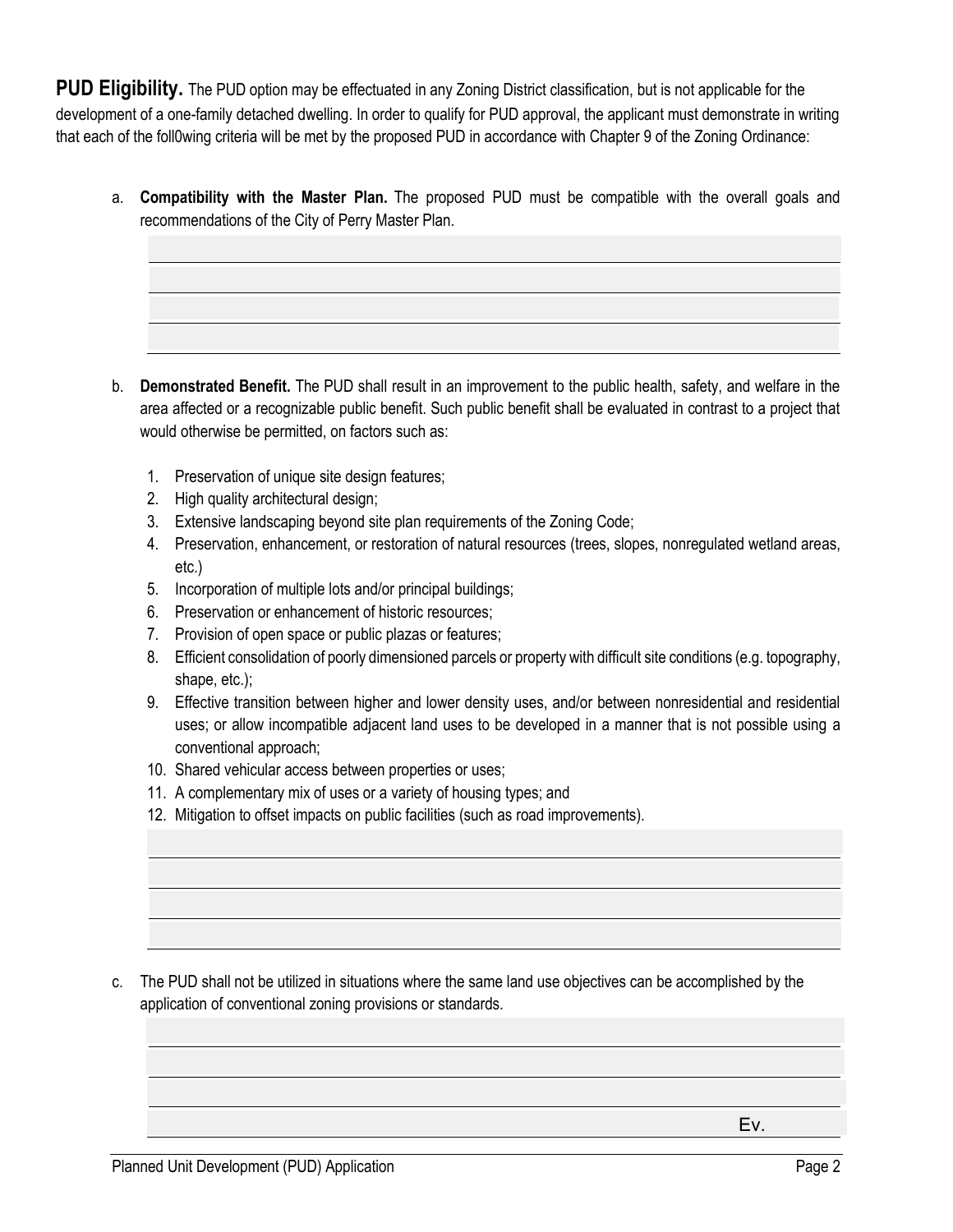**PUD Eligibility.** The PUD option may be effectuated in any Zoning District classification, but is not applicable for the development of a one-family detached dwelling. In order to qualify for PUD approval, the applicant must demonstrate in writing that each of the foll0wing criteria will be met by the proposed PUD in accordance with Chapter 9 of the Zoning Ordinance:

a. **Compatibility with the Master Plan.** The proposed PUD must be compatible with the overall goals and recommendations of the City of Perry Master Plan.

b. **Demonstrated Benefit.** The PUD shall result in an improvement to the public health, safety, and welfare in the area affected or a recognizable public benefit. Such public benefit shall be evaluated in contrast to a project that would otherwise be permitted, on factors such as:

   1. Preservation of unique site design features;
   2. High quality architectural design;
   3. Extensive landscaping beyond site plan requirements of the Zoning Code;
   4. Preservation, enhancement, or restoration of natural resources (trees, slopes, nonregulated wetland areas, etc.)
   5. Incorporation of multiple lots and/or principal buildings;
   6. Preservation or enhancement of historic resources;
   7. Provision of open space or public plazas or features;
   8. Efficient consolidation of poorly dimensioned parcels or property with difficult site conditions (e.g. topography, shape, etc.);
   9. Effective transition between higher and lower density uses, and/or between nonresidential and residential uses; or allow incompatible adjacent land uses to be developed in a manner that is not possible using a conventional approach;
   10. Shared vehicular access between properties or uses;
   11. A complementary mix of uses or a variety of housing types; and
   12. Mitigation to offset impacts on public facilities (such as road improvements).

c. The PUD shall not be utilized in situations where the same land use objectives can be accomplished by the application of conventional zoning provisions or standards.

Ev.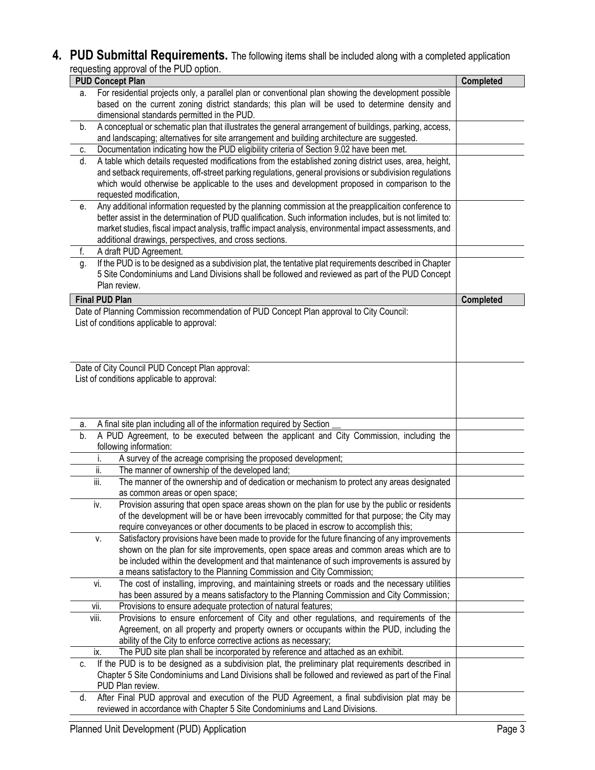## 4. PUD Submittal Requirements. 

The following items shall be included along with a completed application requesting approval of the PUD option.

| PUD Concept Plan | Completed |
|---|---|
| a. For residential projects only, a parallel plan or conventional plan showing the development possible based on the current zoning district standards; this plan will be used to determine density and dimensional standards permitted in the PUD. | |
| b. A conceptual or schematic plan that illustrates the general arrangement of buildings, parking, access, and landscaping; alternatives for site arrangement and building architecture are suggested. | |
| c. Documentation indicating how the PUD eligibility criteria of Section 9.02 have been met. | |
| d. A table which details requested modifications from the established zoning district uses, area, height, and setback requirements, off-street parking regulations, general provisions or subdivision regulations which would otherwise be applicable to the uses and development proposed in comparison to the requested modification, | |
| e. Any additional information requested by the planning commission at the preapplicaition conference to better assist in the determination of PUD qualification. Such information includes, but is not limited to: market studies, fiscal impact analysis, traffic impact analysis, environmental impact assessments, and additional drawings, perspectives, and cross sections. | |
| f. A draft PUD Agreement. | |
| g. If the PUD is to be designed as a subdivision plat, the tentative plat requirements described in Chapter 5 Site Condominiums and Land Divisions shall be followed and reviewed as part of the PUD Concept Plan review. | |

| Final PUD Plan | Completed |
|---|---|
| Date of Planning Commission recommendation of PUD Concept Plan approval to City Council:<br>List of conditions applicable to approval: | |
| Date of City Council PUD Concept Plan approval:<br>List of conditions applicable to approval: | |
| a. A final site plan including all of the information required by Section __ | |
| b. A PUD Agreement, to be executed between the applicant and City Commission, including the following information: | |
| i. A survey of the acreage comprising the proposed development; | |
| ii. The manner of ownership of the developed land; | |
| iii. The manner of the ownership and of dedication or mechanism to protect any areas designated as common areas or open space; | |
| iv. Provision assuring that open space areas shown on the plan for use by the public or residents of the development will be or have been irrevocably committed for that purpose; the City may require conveyances or other documents to be placed in escrow to accomplish this; | |
| v. Satisfactory provisions have been made to provide for the future financing of any improvements shown on the plan for site improvements, open space areas and common areas which are to be included within the development and that maintenance of such improvements is assured by a means satisfactory to the Planning Commission and City Commission; | |
| vi. The cost of installing, improving, and maintaining streets or roads and the necessary utilities has been assured by a means satisfactory to the Planning Commission and City Commission; | |
| vii. Provisions to ensure adequate protection of natural features; | |
| viii. Provisions to ensure enforcement of City and other regulations, and requirements of the Agreement, on all property and property owners or occupants within the PUD, including the ability of the City to enforce corrective actions as necessary; | |
| ix. The PUD site plan shall be incorporated by reference and attached as an exhibit. | |
| c. If the PUD is to be designed as a subdivision plat, the preliminary plat requirements described in Chapter 5 Site Condominiums and Land Divisions shall be followed and reviewed as part of the Final PUD Plan review. | |
| d. After Final PUD approval and execution of the PUD Agreement, a final subdivision plat may be reviewed in accordance with Chapter 5 Site Condominiums and Land Divisions. | |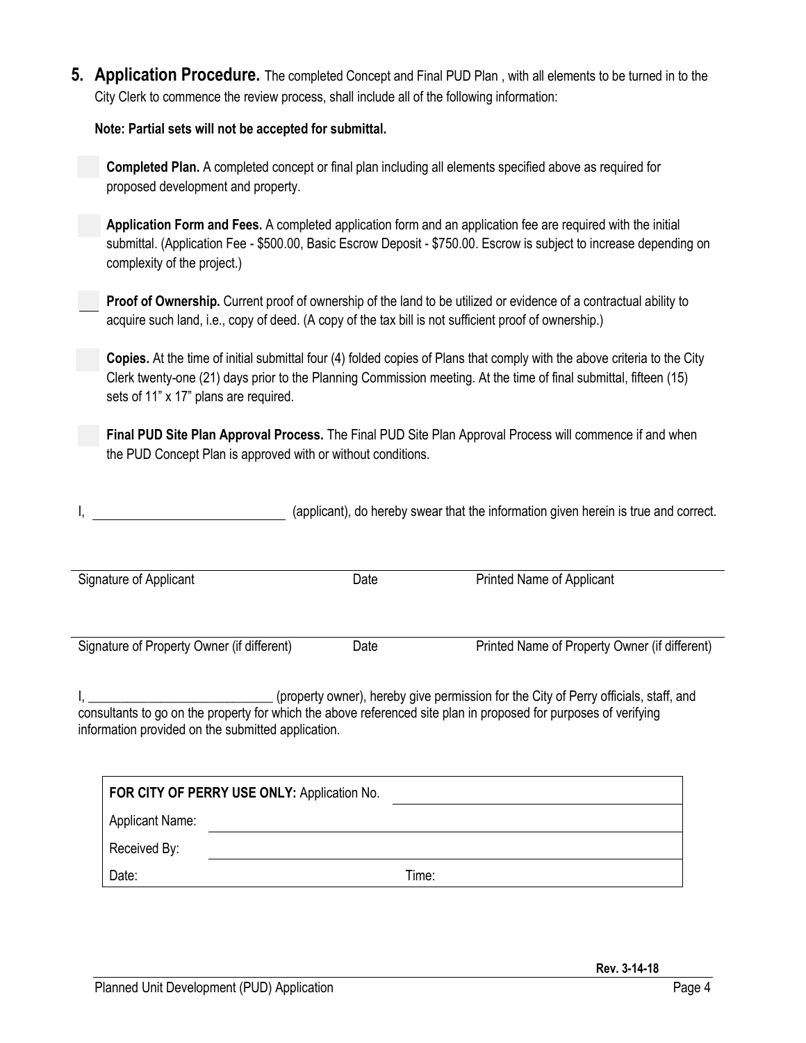## 5. Application Procedure.

The completed Concept and Final PUD Plan , with all elements to be turned in to the City Clerk to commence the review process, shall include all of the following information:

**Note: Partial sets will not be accepted for submittal.**

- **Completed Plan.** A completed concept or final plan including all elements specified above as required for proposed development and property.
- **Application Form and Fees.** A completed application form and an application fee are required with the initial submittal. (Application Fee - $500.00, Basic Escrow Deposit - $750.00. Escrow is subject to increase depending on complexity of the project.)
- **Proof of Ownership.** Current proof of ownership of the land to be utilized or evidence of a contractual ability to acquire such land, i.e., copy of deed. (A copy of the tax bill is not sufficient proof of ownership.)
- **Copies.** At the time of initial submittal four (4) folded copies of Plans that comply with the above criteria to the City Clerk twenty-one (21) days prior to the Planning Commission meeting. At the time of final submittal, fifteen (15) sets of 11" x 17" plans are required.
- **Final PUD Site Plan Approval Process.** The Final PUD Site Plan Approval Process will commence if and when the PUD Concept Plan is approved with or without conditions.

I, ____________________________ (applicant), do hereby swear that the information given herein is true and correct.

| Signature of Applicant | Date | Printed Name of Applicant |
|---|---|---|

| Signature of Property Owner (if different) | Date | Printed Name of Property Owner (if different) |
|---|---|---|

I, ____________________________ (property owner), hereby give permission for the City of Perry officials, staff, and consultants to go on the property for which the above referenced site plan in proposed for purposes of verifying information provided on the submitted application.

| | |
|---|---|
| **FOR CITY OF PERRY USE ONLY:** Application No. | |
| Applicant Name: | |
| Received By: | |
| Date: | Time: |

**Rev. 3-14-18**